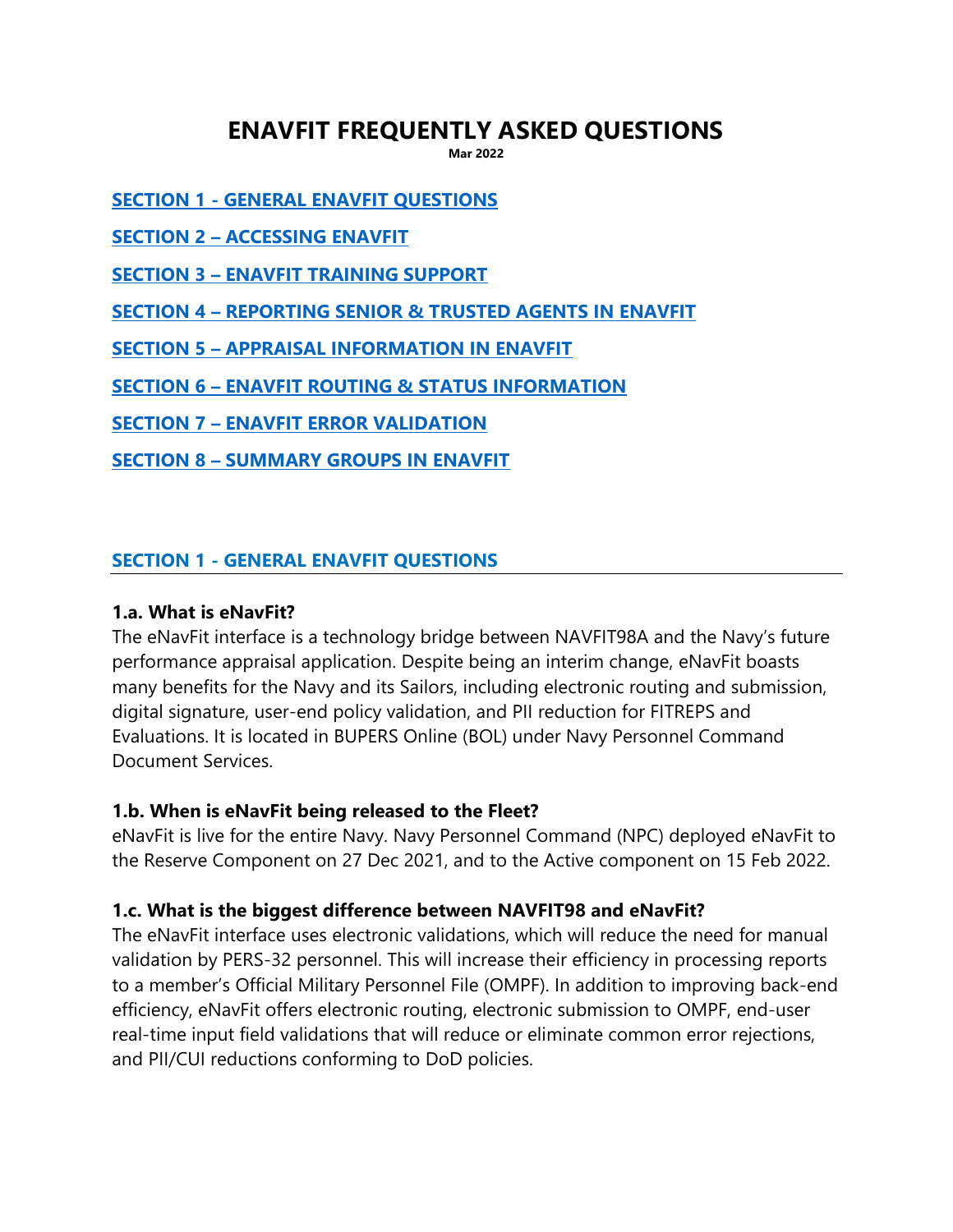# ENAVFIT FREQUENTLY ASKED QUESTIONS

**Mar 2022**

**SECTION 1 - GENERAL ENAVFIT QUESTIONS**

**SECTION 2 – ACCESSING ENAVFIT**

**SECTION 3 – ENAVFIT TRAINING SUPPORT**

**SECTION 4 – REPORTING SENIOR & TRUSTED AGENTS IN ENAVFIT**

**SECTION 5 – APPRAISAL INFORMATION IN ENAVFIT**

**SECTION 6 – ENAVFIT ROUTING & STATUS INFORMATION**

**SECTION 7 – ENAVFIT ERROR VALIDATION**

**SECTION 8 – SUMMARY GROUPS IN ENAVFIT**

## SECTION 1 - GENERAL ENAVFIT QUESTIONS

### 1.a. What is eNavFit?

The eNavFit interface is a technology bridge between NAVFIT98A and the Navy's future performance appraisal application. Despite being an interim change, eNavFit boasts many benefits for the Navy and its Sailors, including electronic routing and submission, digital signature, user-end policy validation, and PII reduction for FITREPS and Evaluations. It is located in BUPERS Online (BOL) under Navy Personnel Command Document Services.

### 1.b. When is eNavFit being released to the Fleet?

eNavFit is live for the entire Navy. Navy Personnel Command (NPC) deployed eNavFit to the Reserve Component on 27 Dec 2021, and to the Active component on 15 Feb 2022.

### 1.c. What is the biggest difference between NAVFIT98 and eNavFit?

The eNavFit interface uses electronic validations, which will reduce the need for manual validation by PERS-32 personnel. This will increase their efficiency in processing reports to a member's Official Military Personnel File (OMPF). In addition to improving back-end efficiency, eNavFit offers electronic routing, electronic submission to OMPF, end-user real-time input field validations that will reduce or eliminate common error rejections, and PII/CUI reductions conforming to DoD policies.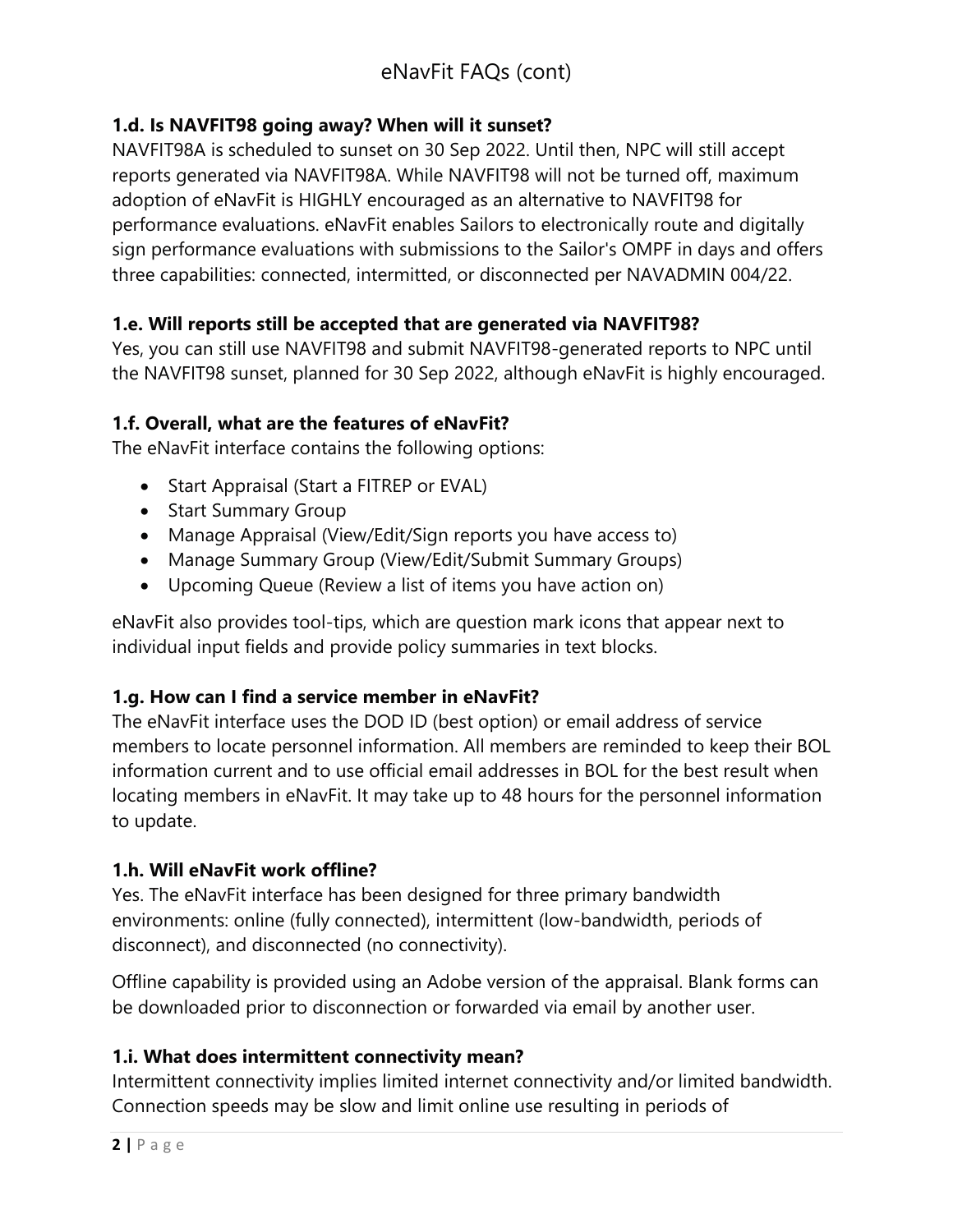### 1.d. Is NAVFIT98 going away? When will it sunset?

NAVFIT98A is scheduled to sunset on 30 Sep 2022. Until then, NPC will still accept reports generated via NAVFIT98A. While NAVFIT98 will not be turned off, maximum adoption of eNavFit is HIGHLY encouraged as an alternative to NAVFIT98 for performance evaluations. eNavFit enables Sailors to electronically route and digitally sign performance evaluations with submissions to the Sailor's OMPF in days and offers three capabilities: connected, intermitted, or disconnected per NAVADMIN 004/22.

### 1.e. Will reports still be accepted that are generated via NAVFIT98?

Yes, you can still use NAVFIT98 and submit NAVFIT98-generated reports to NPC until the NAVFIT98 sunset, planned for 30 Sep 2022, although eNavFit is highly encouraged.

### 1.f. Overall, what are the features of eNavFit?

The eNavFit interface contains the following options:

- Start Appraisal (Start a FITREP or EVAL)
- Start Summary Group
- Manage Appraisal (View/Edit/Sign reports you have access to)
- Manage Summary Group (View/Edit/Submit Summary Groups)
- Upcoming Queue (Review a list of items you have action on)

eNavFit also provides tool-tips, which are question mark icons that appear next to individual input fields and provide policy summaries in text blocks.

### 1.g. How can I find a service member in eNavFit?

The eNavFit interface uses the DOD ID (best option) or email address of service members to locate personnel information. All members are reminded to keep their BOL information current and to use official email addresses in BOL for the best result when locating members in eNavFit. It may take up to 48 hours for the personnel information to update.

### 1.h. Will eNavFit work offline?

Yes. The eNavFit interface has been designed for three primary bandwidth environments: online (fully connected), intermittent (low-bandwidth, periods of disconnect), and disconnected (no connectivity).

Offline capability is provided using an Adobe version of the appraisal. Blank forms can be downloaded prior to disconnection or forwarded via email by another user.

### 1.i. What does intermittent connectivity mean?

Intermittent connectivity implies limited internet connectivity and/or limited bandwidth. Connection speeds may be slow and limit online use resulting in periods of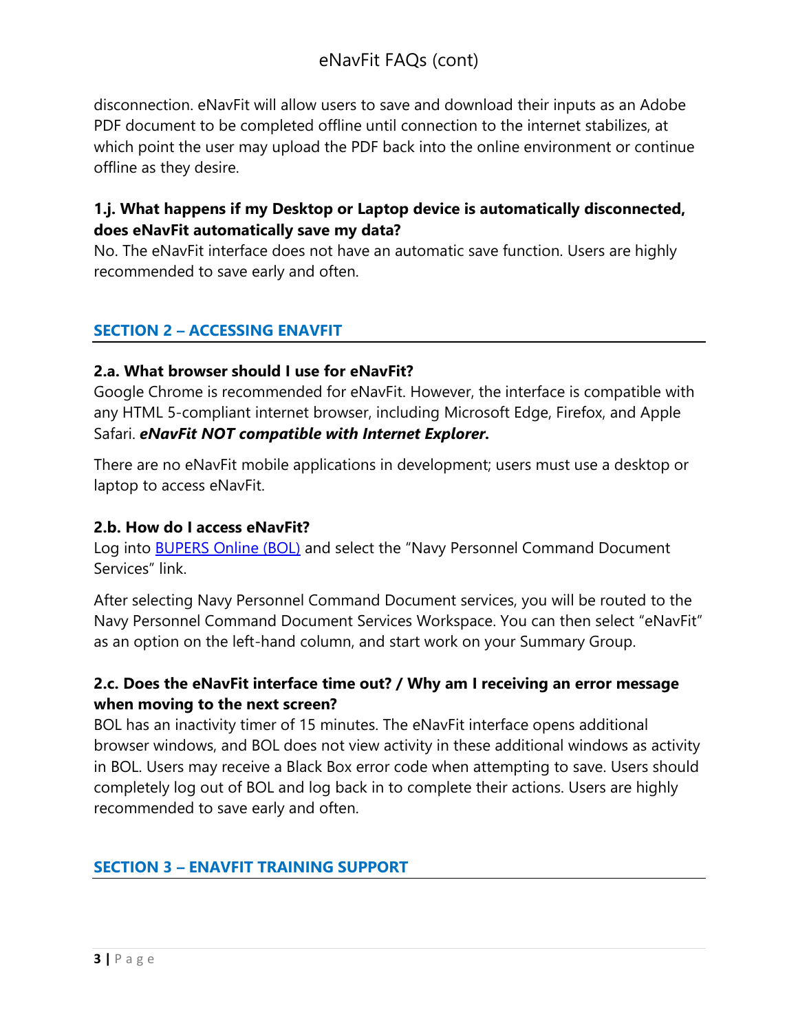disconnection. eNavFit will allow users to save and download their inputs as an Adobe PDF document to be completed offline until connection to the internet stabilizes, at which point the user may upload the PDF back into the online environment or continue offline as they desire.

**1.j. What happens if my Desktop or Laptop device is automatically disconnected, does eNavFit automatically save my data?**
No. The eNavFit interface does not have an automatic save function. Users are highly recommended to save early and often.

## SECTION 2 – ACCESSING ENAVFIT

**2.a. What browser should I use for eNavFit?**
Google Chrome is recommended for eNavFit. However, the interface is compatible with any HTML 5-compliant internet browser, including Microsoft Edge, Firefox, and Apple Safari. ***eNavFit NOT compatible with Internet Explorer.***

There are no eNavFit mobile applications in development; users must use a desktop or laptop to access eNavFit.

**2.b. How do I access eNavFit?**
Log into BUPERS Online (BOL) and select the "Navy Personnel Command Document Services" link.

After selecting Navy Personnel Command Document services, you will be routed to the Navy Personnel Command Document Services Workspace. You can then select "eNavFit" as an option on the left-hand column, and start work on your Summary Group.

**2.c. Does the eNavFit interface time out? / Why am I receiving an error message when moving to the next screen?**
BOL has an inactivity timer of 15 minutes. The eNavFit interface opens additional browser windows, and BOL does not view activity in these additional windows as activity in BOL. Users may receive a Black Box error code when attempting to save. Users should completely log out of BOL and log back in to complete their actions. Users are highly recommended to save early and often.

## SECTION 3 – ENAVFIT TRAINING SUPPORT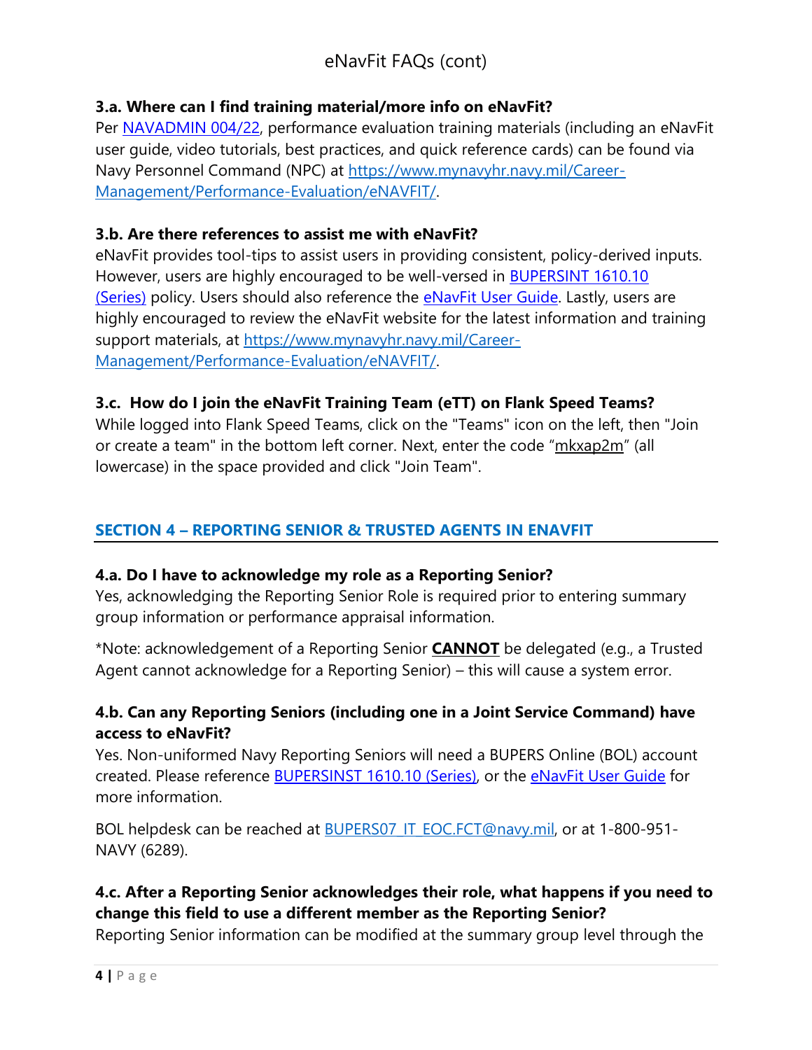### 3.a. Where can I find training material/more info on eNavFit?

Per [NAVADMIN 004/22](NAVADMIN 004/22), performance evaluation training materials (including an eNavFit user guide, video tutorials, best practices, and quick reference cards) can be found via Navy Personnel Command (NPC) at [https://www.mynavyhr.navy.mil/Career-Management/Performance-Evaluation/eNAVFIT/](https://www.mynavyhr.navy.mil/Career-Management/Performance-Evaluation/eNAVFIT/).

### 3.b. Are there references to assist me with eNavFit?

eNavFit provides tool-tips to assist users in providing consistent, policy-derived inputs. However, users are highly encouraged to be well-versed in BUPERSINT 1610.10 (Series) policy. Users should also reference the eNavFit User Guide. Lastly, users are highly encouraged to review the eNavFit website for the latest information and training support materials, at [https://www.mynavyhr.navy.mil/Career-Management/Performance-Evaluation/eNAVFIT/](https://www.mynavyhr.navy.mil/Career-Management/Performance-Evaluation/eNAVFIT/).

### 3.c. How do I join the eNavFit Training Team (eTT) on Flank Speed Teams?

While logged into Flank Speed Teams, click on the "Teams" icon on the left, then "Join or create a team" in the bottom left corner. Next, enter the code "mkxap2m" (all lowercase) in the space provided and click "Join Team".

## SECTION 4 – REPORTING SENIOR & TRUSTED AGENTS IN ENAVFIT

### 4.a. Do I have to acknowledge my role as a Reporting Senior?

Yes, acknowledging the Reporting Senior Role is required prior to entering summary group information or performance appraisal information.

*Note: acknowledgement of a Reporting Senior **CANNOT** be delegated (e.g., a Trusted Agent cannot acknowledge for a Reporting Senior) – this will cause a system error.

### 4.b. Can any Reporting Seniors (including one in a Joint Service Command) have access to eNavFit?

Yes. Non-uniformed Navy Reporting Seniors will need a BUPERS Online (BOL) account created. Please reference BUPERSINST 1610.10 (Series), or the eNavFit User Guide for more information.

BOL helpdesk can be reached at BUPERS07_IT_EOC.FCT@navy.mil, or at 1-800-951-NAVY (6289).

### 4.c. After a Reporting Senior acknowledges their role, what happens if you need to change this field to use a different member as the Reporting Senior?

Reporting Senior information can be modified at the summary group level through the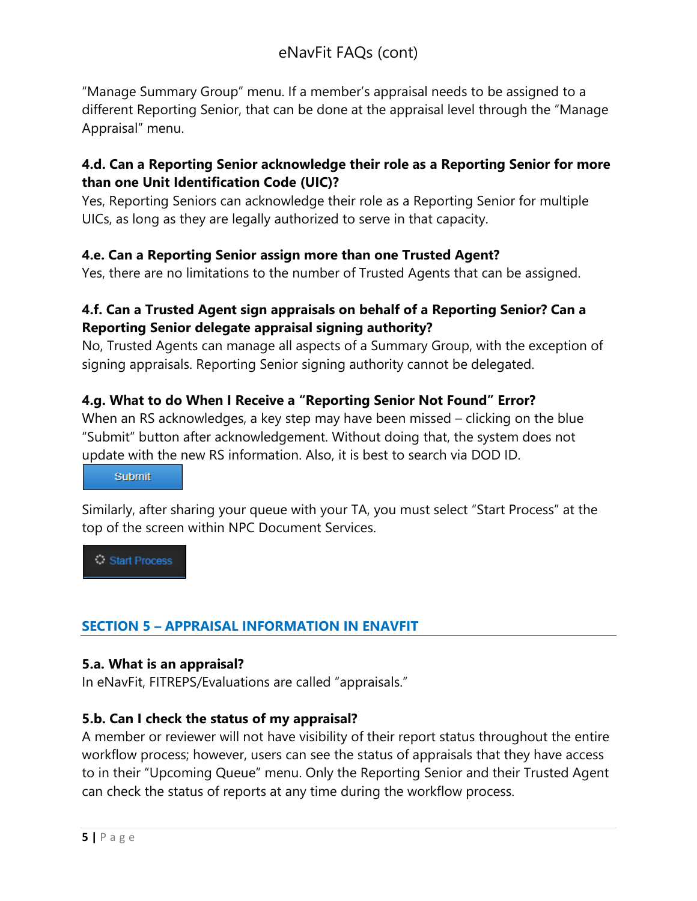"Manage Summary Group" menu. If a member's appraisal needs to be assigned to a different Reporting Senior, that can be done at the appraisal level through the "Manage Appraisal" menu.

**4.d. Can a Reporting Senior acknowledge their role as a Reporting Senior for more than one Unit Identification Code (UIC)?**
Yes, Reporting Seniors can acknowledge their role as a Reporting Senior for multiple UICs, as long as they are legally authorized to serve in that capacity.

**4.e. Can a Reporting Senior assign more than one Trusted Agent?**
Yes, there are no limitations to the number of Trusted Agents that can be assigned.

**4.f. Can a Trusted Agent sign appraisals on behalf of a Reporting Senior? Can a Reporting Senior delegate appraisal signing authority?**
No, Trusted Agents can manage all aspects of a Summary Group, with the exception of signing appraisals. Reporting Senior signing authority cannot be delegated.

**4.g. What to do When I Receive a "Reporting Senior Not Found" Error?**
When an RS acknowledges, a key step may have been missed – clicking on the blue "Submit" button after acknowledgement. Without doing that, the system does not update with the new RS information. Also, it is best to search via DOD ID.

Submit

Similarly, after sharing your queue with your TA, you must select "Start Process" at the top of the screen within NPC Document Services.

Start Process

## SECTION 5 – APPRAISAL INFORMATION IN ENAVFIT

**5.a. What is an appraisal?**
In eNavFit, FITREPS/Evaluations are called "appraisals."

**5.b. Can I check the status of my appraisal?**
A member or reviewer will not have visibility of their report status throughout the entire workflow process; however, users can see the status of appraisals that they have access to in their "Upcoming Queue" menu. Only the Reporting Senior and their Trusted Agent can check the status of reports at any time during the workflow process.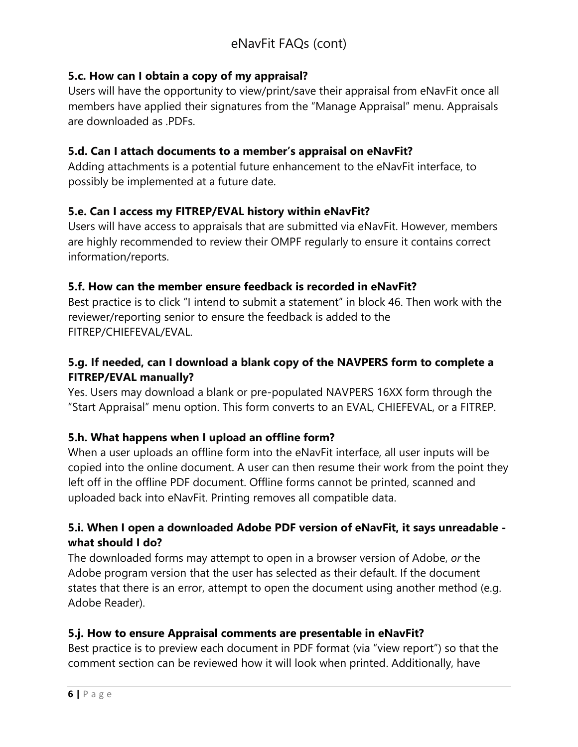### 5.c. How can I obtain a copy of my appraisal?

Users will have the opportunity to view/print/save their appraisal from eNavFit once all members have applied their signatures from the "Manage Appraisal" menu. Appraisals are downloaded as .PDFs.

### 5.d. Can I attach documents to a member's appraisal on eNavFit?

Adding attachments is a potential future enhancement to the eNavFit interface, to possibly be implemented at a future date.

### 5.e. Can I access my FITREP/EVAL history within eNavFit?

Users will have access to appraisals that are submitted via eNavFit. However, members are highly recommended to review their OMPF regularly to ensure it contains correct information/reports.

### 5.f. How can the member ensure feedback is recorded in eNavFit?

Best practice is to click "I intend to submit a statement" in block 46. Then work with the reviewer/reporting senior to ensure the feedback is added to the FITREP/CHIEFEVAL/EVAL.

### 5.g. If needed, can I download a blank copy of the NAVPERS form to complete a FITREP/EVAL manually?

Yes. Users may download a blank or pre-populated NAVPERS 16XX form through the "Start Appraisal" menu option. This form converts to an EVAL, CHIEFEVAL, or a FITREP.

### 5.h. What happens when I upload an offline form?

When a user uploads an offline form into the eNavFit interface, all user inputs will be copied into the online document. A user can then resume their work from the point they left off in the offline PDF document. Offline forms cannot be printed, scanned and uploaded back into eNavFit. Printing removes all compatible data.

### 5.i. When I open a downloaded Adobe PDF version of eNavFit, it says unreadable - what should I do?

The downloaded forms may attempt to open in a browser version of Adobe, *or* the Adobe program version that the user has selected as their default. If the document states that there is an error, attempt to open the document using another method (e.g. Adobe Reader).

### 5.j. How to ensure Appraisal comments are presentable in eNavFit?

Best practice is to preview each document in PDF format (via "view report") so that the comment section can be reviewed how it will look when printed. Additionally, have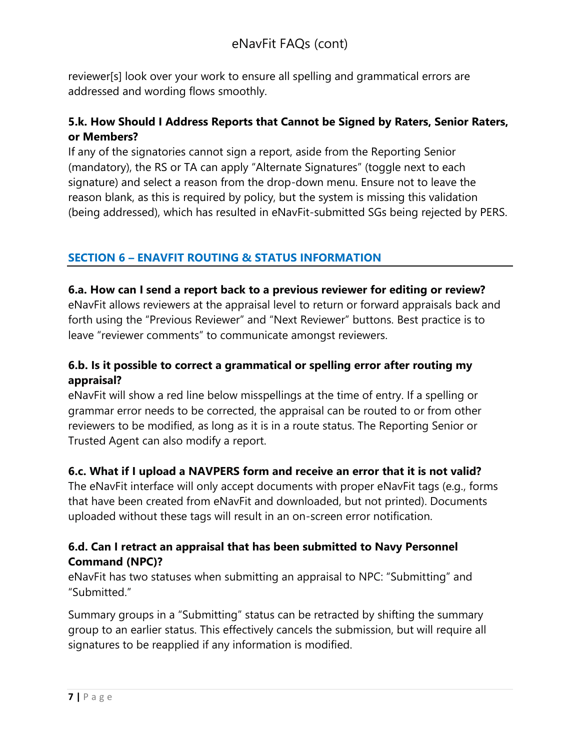reviewer[s] look over your work to ensure all spelling and grammatical errors are addressed and wording flows smoothly.

**5.k. How Should I Address Reports that Cannot be Signed by Raters, Senior Raters, or Members?**

If any of the signatories cannot sign a report, aside from the Reporting Senior (mandatory), the RS or TA can apply "Alternate Signatures" (toggle next to each signature) and select a reason from the drop-down menu. Ensure not to leave the reason blank, as this is required by policy, but the system is missing this validation (being addressed), which has resulted in eNavFit-submitted SGs being rejected by PERS.

## SECTION 6 – ENAVFIT ROUTING & STATUS INFORMATION

**6.a. How can I send a report back to a previous reviewer for editing or review?**

eNavFit allows reviewers at the appraisal level to return or forward appraisals back and forth using the "Previous Reviewer" and "Next Reviewer" buttons. Best practice is to leave "reviewer comments" to communicate amongst reviewers.

**6.b. Is it possible to correct a grammatical or spelling error after routing my appraisal?**

eNavFit will show a red line below misspellings at the time of entry. If a spelling or grammar error needs to be corrected, the appraisal can be routed to or from other reviewers to be modified, as long as it is in a route status. The Reporting Senior or Trusted Agent can also modify a report.

**6.c. What if I upload a NAVPERS form and receive an error that it is not valid?**

The eNavFit interface will only accept documents with proper eNavFit tags (e.g., forms that have been created from eNavFit and downloaded, but not printed). Documents uploaded without these tags will result in an on-screen error notification.

**6.d. Can I retract an appraisal that has been submitted to Navy Personnel Command (NPC)?**

eNavFit has two statuses when submitting an appraisal to NPC: "Submitting" and "Submitted."

Summary groups in a "Submitting" status can be retracted by shifting the summary group to an earlier status. This effectively cancels the submission, but will require all signatures to be reapplied if any information is modified.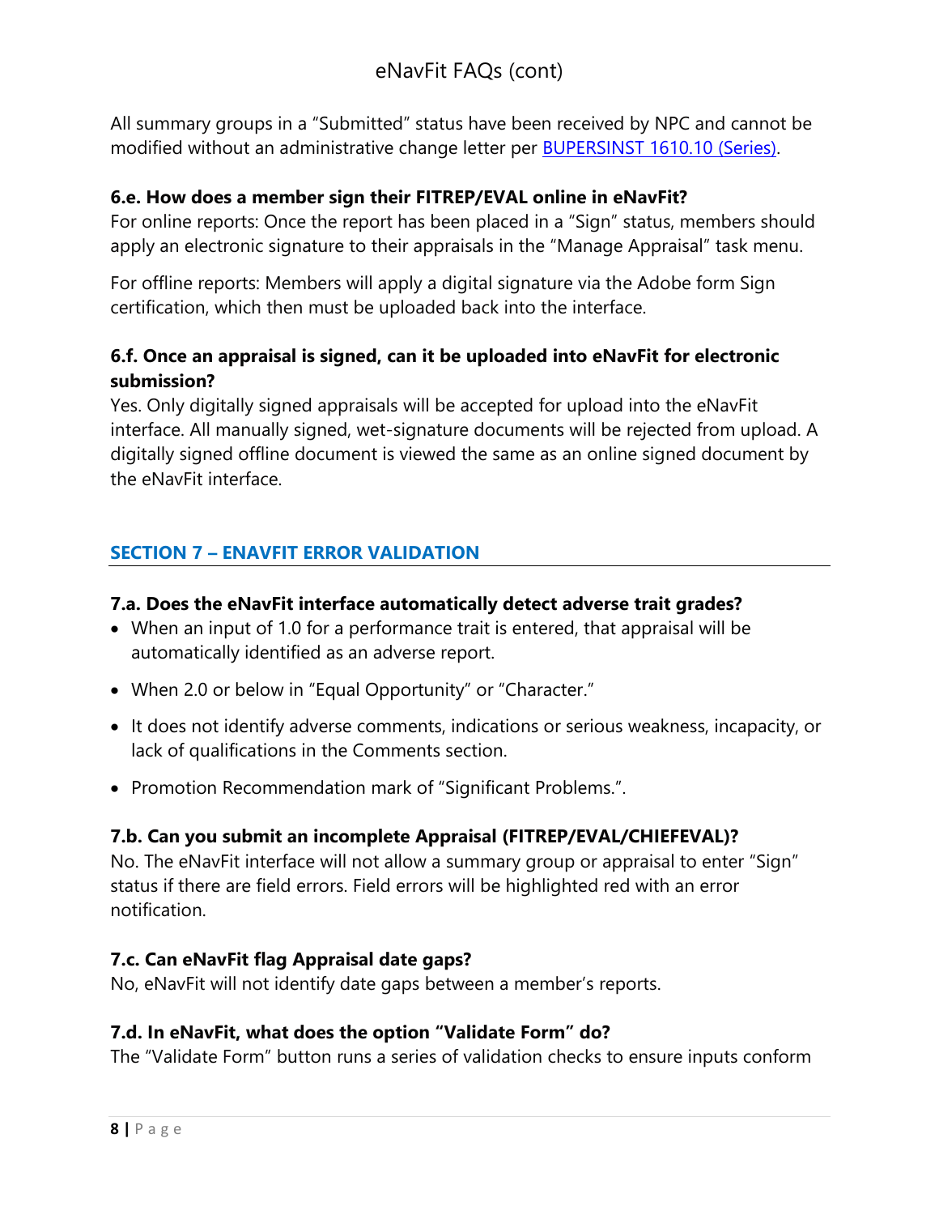All summary groups in a “Submitted” status have been received by NPC and cannot be modified without an administrative change letter per [BUPERSINST 1610.10 (Series)](#).

### 6.e. How does a member sign their FITREP/EVAL online in eNavFit?

For online reports: Once the report has been placed in a “Sign” status, members should apply an electronic signature to their appraisals in the “Manage Appraisal” task menu.

For offline reports: Members will apply a digital signature via the Adobe form Sign certification, which then must be uploaded back into the interface.

### 6.f. Once an appraisal is signed, can it be uploaded into eNavFit for electronic submission?

Yes. Only digitally signed appraisals will be accepted for upload into the eNavFit interface. All manually signed, wet-signature documents will be rejected from upload. A digitally signed offline document is viewed the same as an online signed document by the eNavFit interface.

## SECTION 7 – ENAVFIT ERROR VALIDATION

### 7.a. Does the eNavFit interface automatically detect adverse trait grades?

- When an input of 1.0 for a performance trait is entered, that appraisal will be automatically identified as an adverse report.
- When 2.0 or below in “Equal Opportunity” or “Character.”
- It does not identify adverse comments, indications or serious weakness, incapacity, or lack of qualifications in the Comments section.
- Promotion Recommendation mark of “Significant Problems.”.

### 7.b. Can you submit an incomplete Appraisal (FITREP/EVAL/CHIEFEVAL)?

No. The eNavFit interface will not allow a summary group or appraisal to enter “Sign” status if there are field errors. Field errors will be highlighted red with an error notification.

### 7.c. Can eNavFit flag Appraisal date gaps?

No, eNavFit will not identify date gaps between a member’s reports.

### 7.d. In eNavFit, what does the option “Validate Form” do?

The “Validate Form” button runs a series of validation checks to ensure inputs conform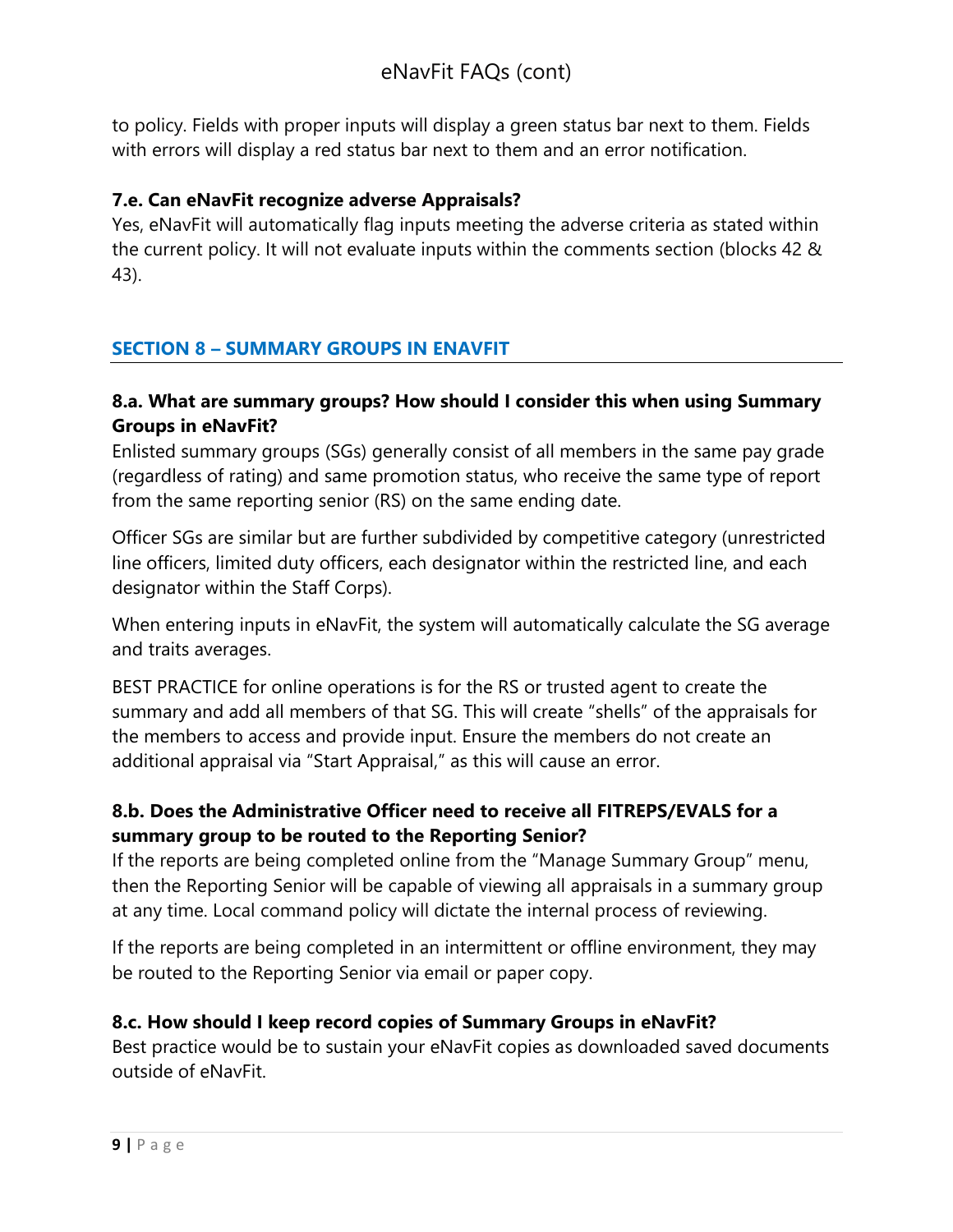to policy. Fields with proper inputs will display a green status bar next to them. Fields with errors will display a red status bar next to them and an error notification.

**7.e. Can eNavFit recognize adverse Appraisals?**

Yes, eNavFit will automatically flag inputs meeting the adverse criteria as stated within the current policy. It will not evaluate inputs within the comments section (blocks 42 & 43).

## SECTION 8 – SUMMARY GROUPS IN ENAVFIT

**8.a. What are summary groups? How should I consider this when using Summary Groups in eNavFit?**

Enlisted summary groups (SGs) generally consist of all members in the same pay grade (regardless of rating) and same promotion status, who receive the same type of report from the same reporting senior (RS) on the same ending date.

Officer SGs are similar but are further subdivided by competitive category (unrestricted line officers, limited duty officers, each designator within the restricted line, and each designator within the Staff Corps).

When entering inputs in eNavFit, the system will automatically calculate the SG average and traits averages.

BEST PRACTICE for online operations is for the RS or trusted agent to create the summary and add all members of that SG. This will create "shells" of the appraisals for the members to access and provide input. Ensure the members do not create an additional appraisal via "Start Appraisal," as this will cause an error.

**8.b. Does the Administrative Officer need to receive all FITREPS/EVALS for a summary group to be routed to the Reporting Senior?**

If the reports are being completed online from the "Manage Summary Group" menu, then the Reporting Senior will be capable of viewing all appraisals in a summary group at any time. Local command policy will dictate the internal process of reviewing.

If the reports are being completed in an intermittent or offline environment, they may be routed to the Reporting Senior via email or paper copy.

**8.c. How should I keep record copies of Summary Groups in eNavFit?**

Best practice would be to sustain your eNavFit copies as downloaded saved documents outside of eNavFit.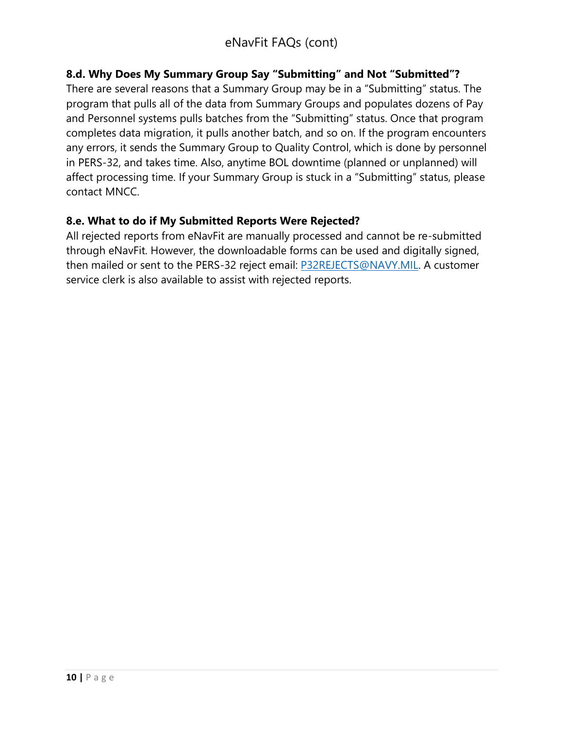### 8.d. Why Does My Summary Group Say "Submitting" and Not "Submitted"?

There are several reasons that a Summary Group may be in a "Submitting" status. The program that pulls all of the data from Summary Groups and populates dozens of Pay and Personnel systems pulls batches from the "Submitting" status. Once that program completes data migration, it pulls another batch, and so on. If the program encounters any errors, it sends the Summary Group to Quality Control, which is done by personnel in PERS-32, and takes time. Also, anytime BOL downtime (planned or unplanned) will affect processing time. If your Summary Group is stuck in a "Submitting" status, please contact MNCC.

### 8.e. What to do if My Submitted Reports Were Rejected?

All rejected reports from eNavFit are manually processed and cannot be re-submitted through eNavFit. However, the downloadable forms can be used and digitally signed, then mailed or sent to the PERS-32 reject email: [P32REJECTS@NAVY.MIL](mailto:P32REJECTS@NAVY.MIL). A customer service clerk is also available to assist with rejected reports.